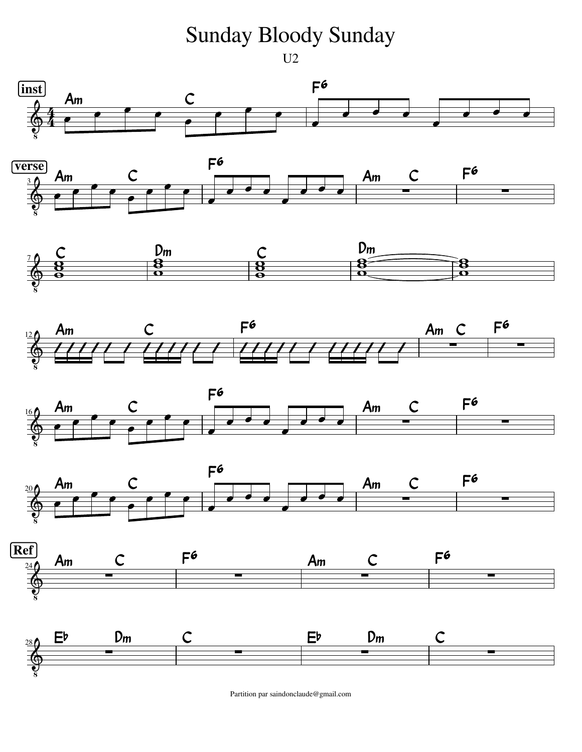# Sunday Bloody Sunday

U2

Partition par saindonclaude@gmail.com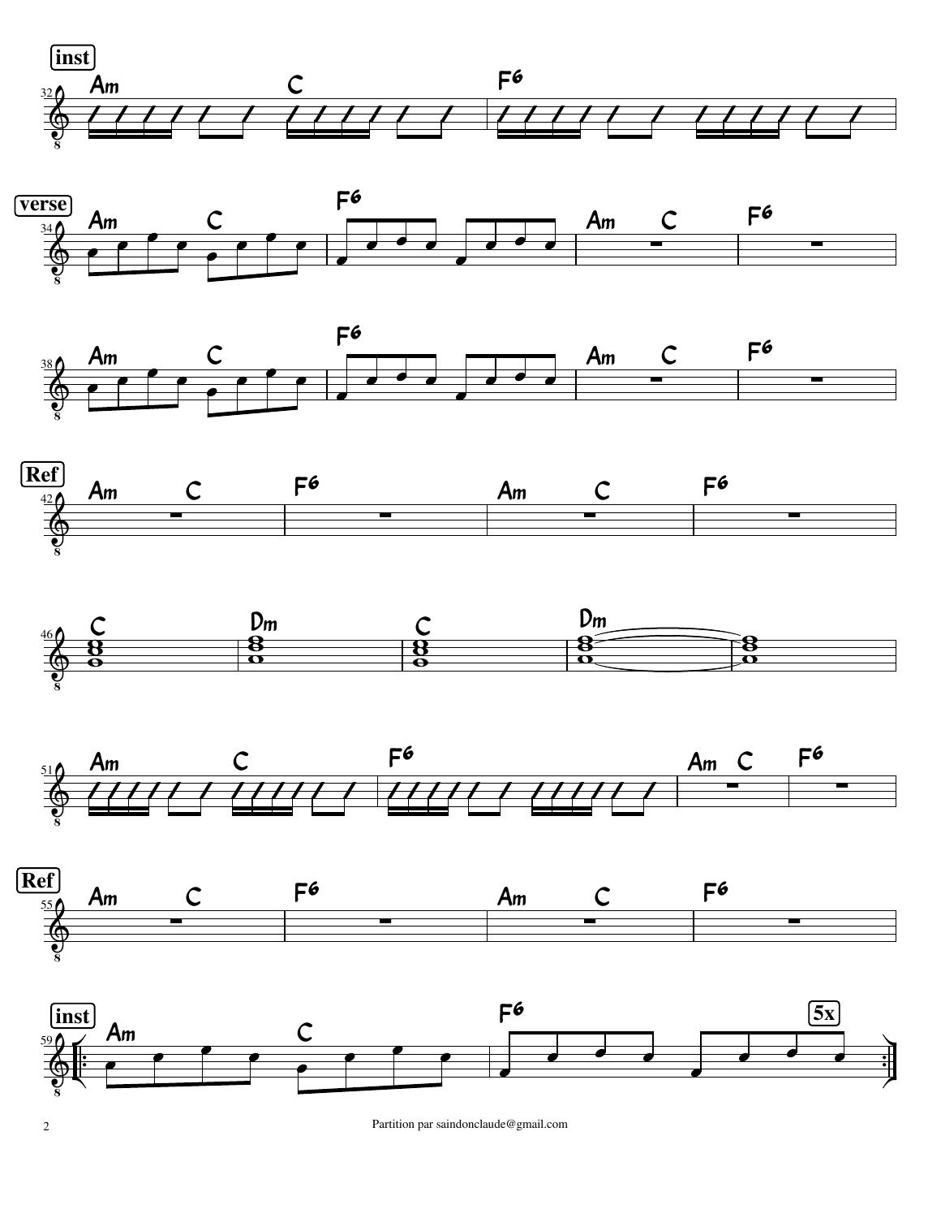**inst**

| 32 | | |
|---|---|---|
| Am C | F6 | |

**verse**

| 34 | | | |
|---|---|---|---|
| Am C | F6 | Am C | F6 |

| 38 | | | |
|---|---|---|---|
| Am C | F6 | Am C | F6 |

**Ref**

| 42 | | | |
|---|---|---|---|
| Am C | F6 | Am C | F6 |

| 46 | | | | |
|---|---|---|---|---|
| C | Dm | C | Dm | |

| 51 | | | |
|---|---|---|---|
| Am C | F6 | Am C | F6 |

**Ref**

| 55 | | | |
|---|---|---|---|
| Am C | F6 | Am C | F6 |

**inst**

| 59 | | |
|---|---|---|
| Am C | F6 | **5x** |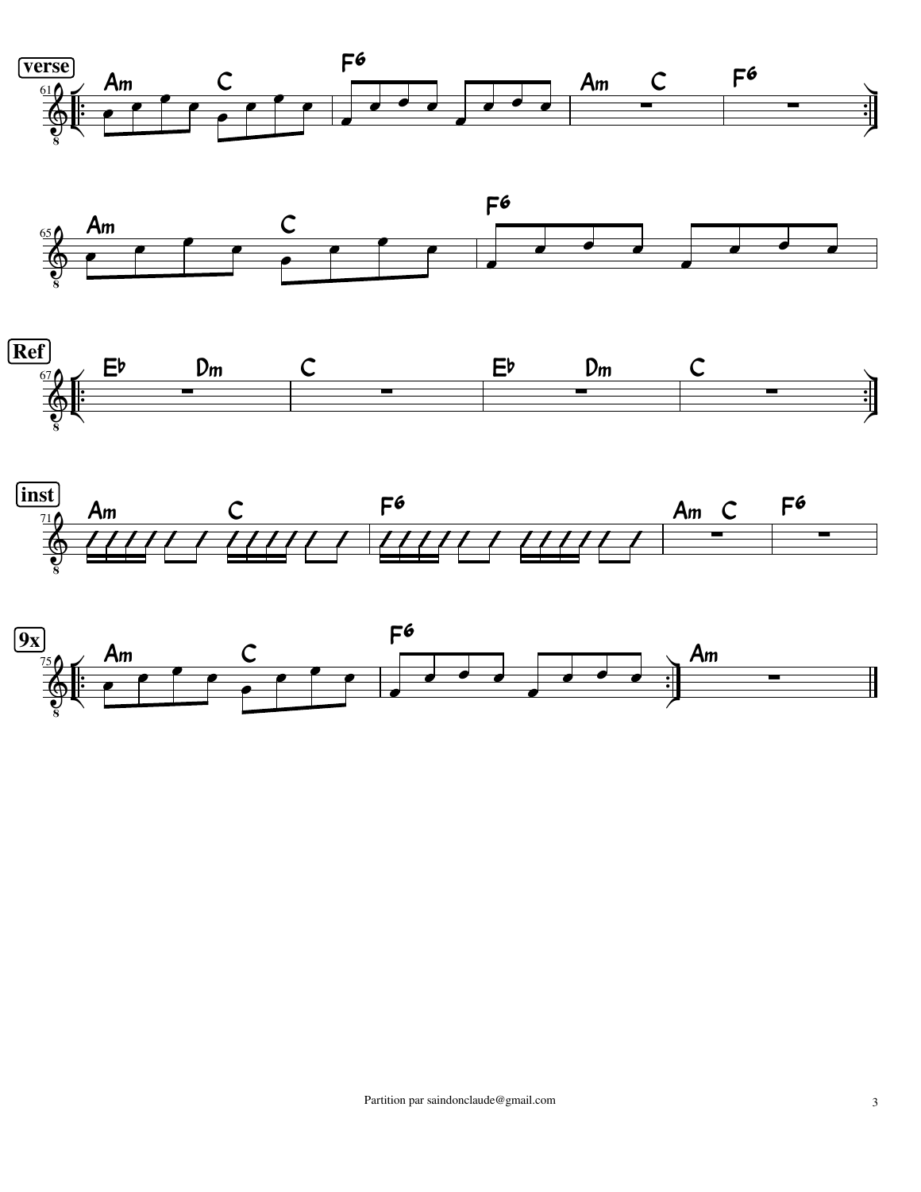verse

61 Am C | F6 | Am C | F6

65 Am C | F6

Ref

67 Eb Dm | C | Eb Dm | C

inst

71 Am C | F6 | Am C | F6

9x

75 Am C | F6 | Am